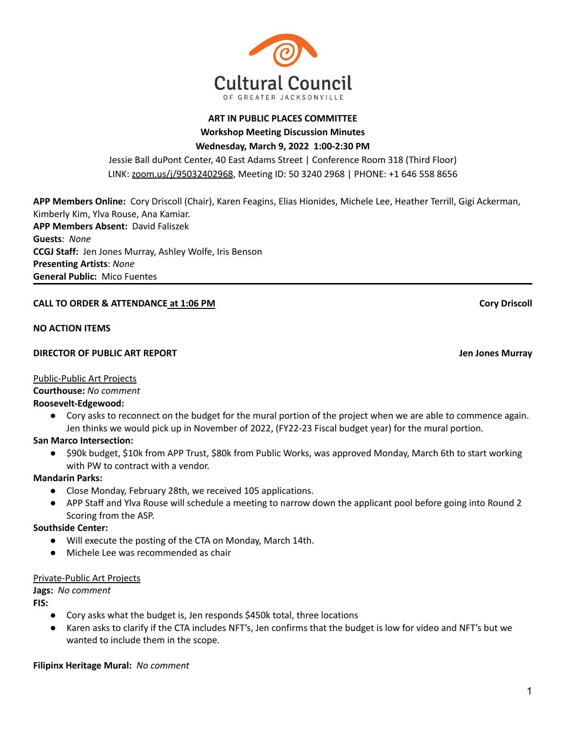Cultural Council
OF GREATER JACKSONVILLE

**ART IN PUBLIC PLACES COMMITTEE**
**Workshop Meeting Discussion Minutes**
**Wednesday, March 9, 2022 1:00-2:30 PM**

Jessie Ball duPont Center, 40 East Adams Street | Conference Room 318 (Third Floor)
LINK: zoom.us/j/95032402968, Meeting ID: 50 3240 2968 | PHONE: +1 646 558 8656

**APP Members Online:** Cory Driscoll (Chair), Karen Feagins, Elias Hionides, Michele Lee, Heather Terrill, Gigi Ackerman, Kimberly Kim, Ylva Rouse, Ana Kamiar.
**APP Members Absent:** David Faliszek
**Guests**: *None*
**CCGJ Staff:** Jen Jones Murray, Ashley Wolfe, Iris Benson
**Presenting Artists**: *None*
**General Public:** Mico Fuentes

---

**CALL TO ORDER & ATTENDANCE at 1:06 PM** — **Cory Driscoll**

**NO ACTION ITEMS**

**DIRECTOR OF PUBLIC ART REPORT** — **Jen Jones Murray**

Public-Public Art Projects

**Courthouse:** *No comment*

**Roosevelt-Edgewood:**

- Cory asks to reconnect on the budget for the mural portion of the project when we are able to commence again. Jen thinks we would pick up in November of 2022, (FY22-23 Fiscal budget year) for the mural portion.

**San Marco Intersection:**

- $90k budget, $10k from APP Trust, $80k from Public Works, was approved Monday, March 6th to start working with PW to contract with a vendor.

**Mandarin Parks:**

- Close Monday, February 28th, we received 105 applications.
- APP Staff and Ylva Rouse will schedule a meeting to narrow down the applicant pool before going into Round 2 Scoring from the ASP.

**Southside Center:**

- Will execute the posting of the CTA on Monday, March 14th.
- Michele Lee was recommended as chair

Private-Public Art Projects

**Jags:** *No comment*

**FIS:**

- Cory asks what the budget is, Jen responds $450k total, three locations
- Karen asks to clarify if the CTA includes NFT's, Jen confirms that the budget is low for video and NFT's but we wanted to include them in the scope.

**Filipinx Heritage Mural:** *No comment*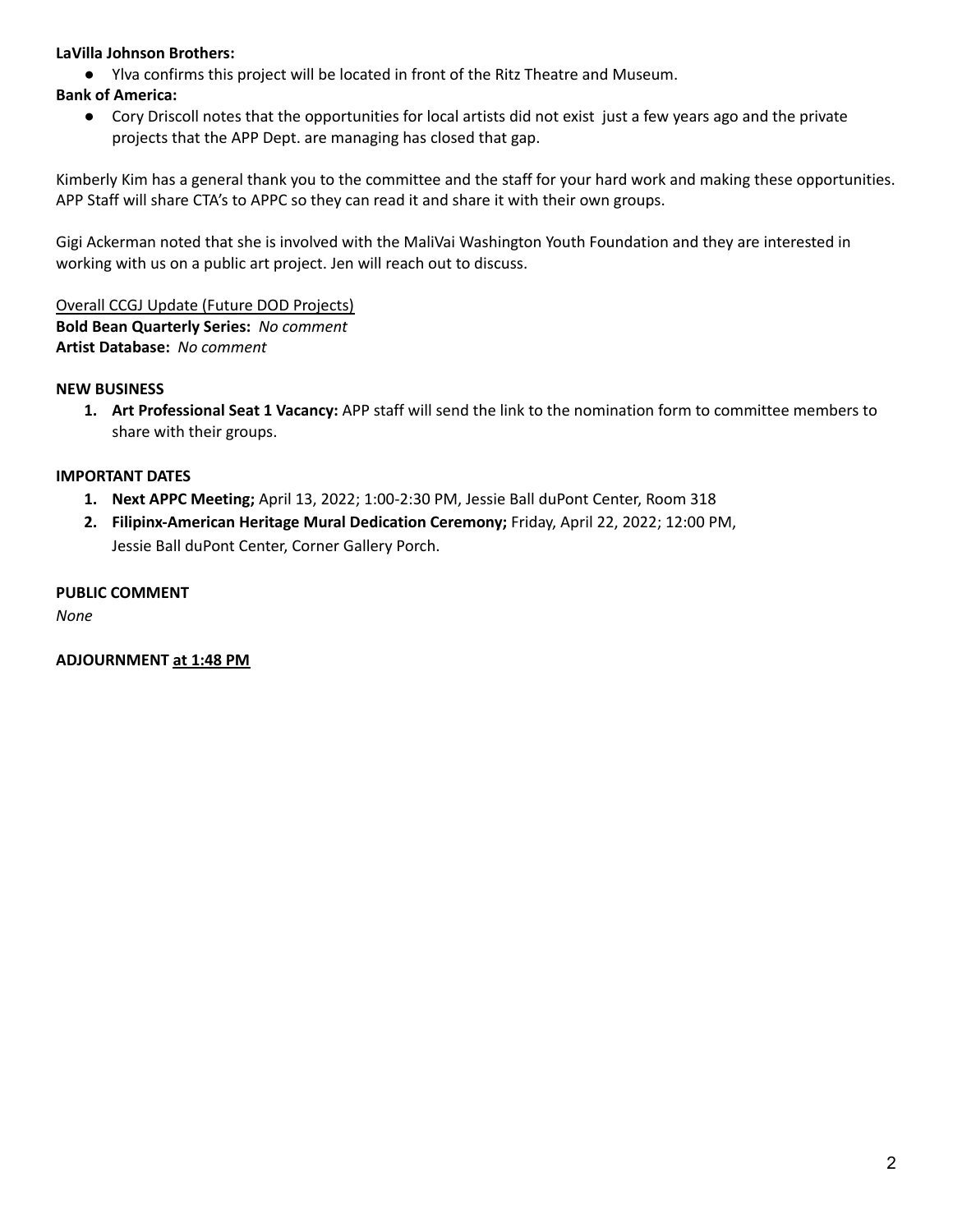**LaVilla Johnson Brothers:**

- Ylva confirms this project will be located in front of the Ritz Theatre and Museum.

**Bank of America:**

- Cory Driscoll notes that the opportunities for local artists did not exist just a few years ago and the private projects that the APP Dept. are managing has closed that gap.

Kimberly Kim has a general thank you to the committee and the staff for your hard work and making these opportunities. APP Staff will share CTA's to APPC so they can read it and share it with their own groups.

Gigi Ackerman noted that she is involved with the MaliVai Washington Youth Foundation and they are interested in working with us on a public art project. Jen will reach out to discuss.

<u>Overall CCGJ Update (Future DOD Projects)</u>
**Bold Bean Quarterly Series:** *No comment*
**Artist Database:** *No comment*

**NEW BUSINESS**

1. **Art Professional Seat 1 Vacancy:** APP staff will send the link to the nomination form to committee members to share with their groups.

**IMPORTANT DATES**

1. **Next APPC Meeting;** April 13, 2022; 1:00-2:30 PM, Jessie Ball duPont Center, Room 318
2. **Filipinx-American Heritage Mural Dedication Ceremony;** Friday, April 22, 2022; 12:00 PM, Jessie Ball duPont Center, Corner Gallery Porch.

**PUBLIC COMMENT**

*None*

**ADJOURNMENT <u>at 1:48 PM</u>**